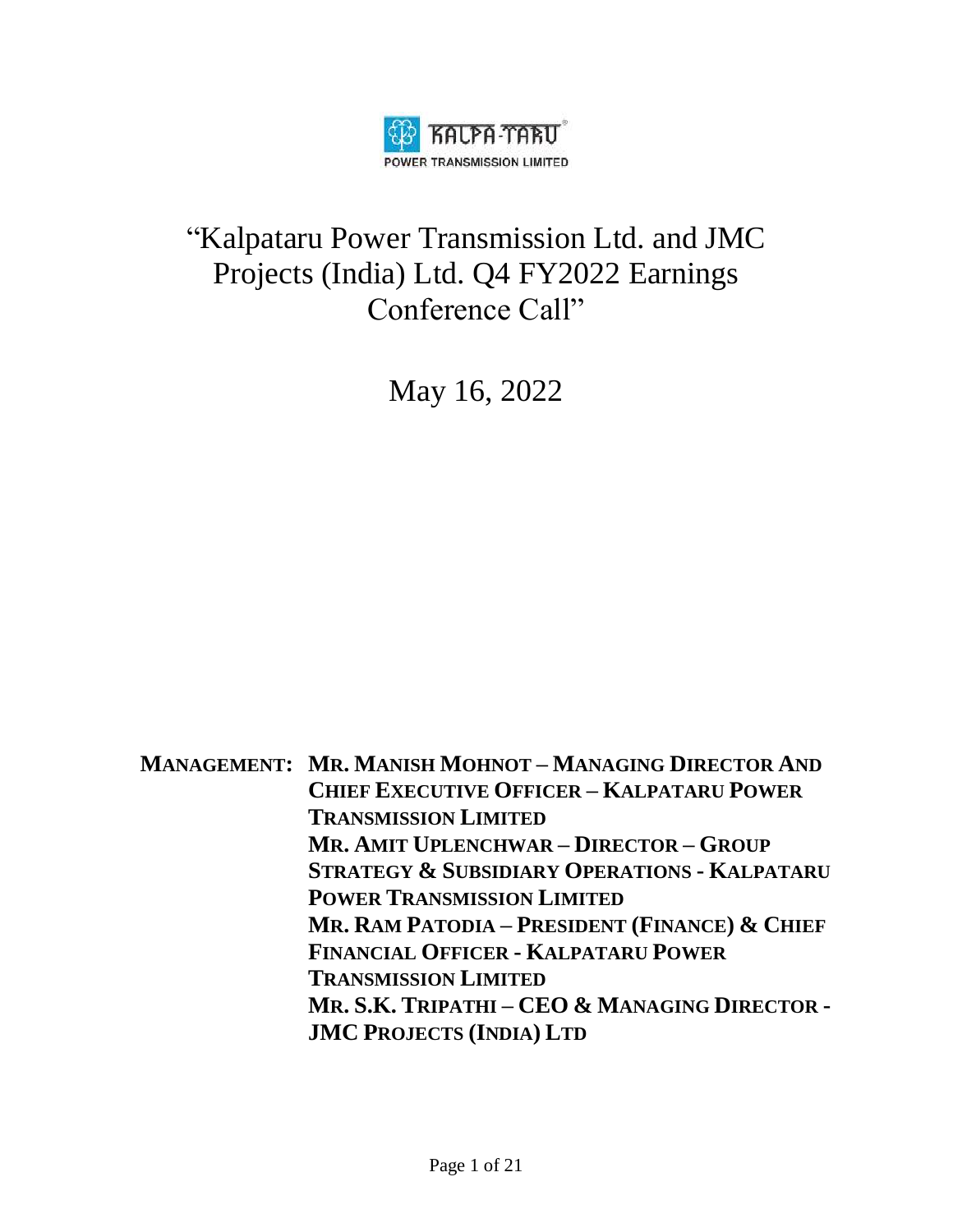# "Kalpataru Power Transmission Ltd. and JMC Projects (India) Ltd. Q4 FY2022 Earnings Conference Call"

May 16, 2022

**MANAGEMENT:**

**MR. MANISH MOHNOT – MANAGING DIRECTOR AND CHIEF EXECUTIVE OFFICER – KALPATARU POWER TRANSMISSION LIMITED**

**MR. AMIT UPLENCHWAR – DIRECTOR – GROUP STRATEGY & SUBSIDIARY OPERATIONS - KALPATARU POWER TRANSMISSION LIMITED**

**MR. RAM PATODIA – PRESIDENT (FINANCE) & CHIEF FINANCIAL OFFICER - KALPATARU POWER TRANSMISSION LIMITED**

**MR. S.K. TRIPATHI – CEO & MANAGING DIRECTOR - JMC PROJECTS (INDIA) LTD**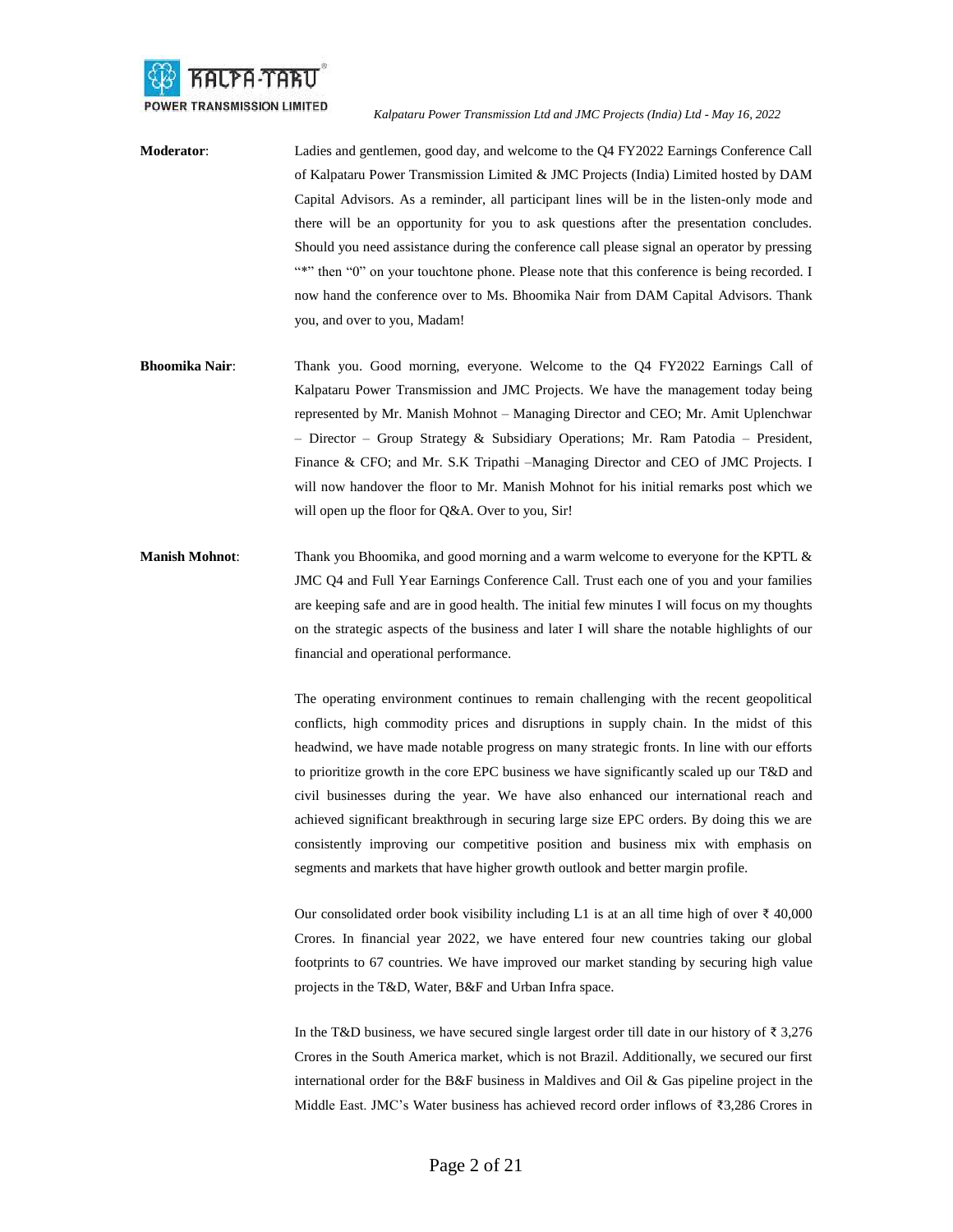**Moderator**: Ladies and gentlemen, good day, and welcome to the Q4 FY2022 Earnings Conference Call of Kalpataru Power Transmission Limited & JMC Projects (India) Limited hosted by DAM Capital Advisors. As a reminder, all participant lines will be in the listen-only mode and there will be an opportunity for you to ask questions after the presentation concludes. Should you need assistance during the conference call please signal an operator by pressing "*" then "0" on your touchtone phone. Please note that this conference is being recorded. I now hand the conference over to Ms. Bhoomika Nair from DAM Capital Advisors. Thank you, and over to you, Madam!

**Bhoomika Nair**: Thank you. Good morning, everyone. Welcome to the Q4 FY2022 Earnings Call of Kalpataru Power Transmission and JMC Projects. We have the management today being represented by Mr. Manish Mohnot – Managing Director and CEO; Mr. Amit Uplenchwar – Director – Group Strategy & Subsidiary Operations; Mr. Ram Patodia – President, Finance & CFO; and Mr. S.K Tripathi –Managing Director and CEO of JMC Projects. I will now handover the floor to Mr. Manish Mohnot for his initial remarks post which we will open up the floor for Q&A. Over to you, Sir!

**Manish Mohnot**: Thank you Bhoomika, and good morning and a warm welcome to everyone for the KPTL & JMC Q4 and Full Year Earnings Conference Call. Trust each one of you and your families are keeping safe and are in good health. The initial few minutes I will focus on my thoughts on the strategic aspects of the business and later I will share the notable highlights of our financial and operational performance.

The operating environment continues to remain challenging with the recent geopolitical conflicts, high commodity prices and disruptions in supply chain. In the midst of this headwind, we have made notable progress on many strategic fronts. In line with our efforts to prioritize growth in the core EPC business we have significantly scaled up our T&D and civil businesses during the year. We have also enhanced our international reach and achieved significant breakthrough in securing large size EPC orders. By doing this we are consistently improving our competitive position and business mix with emphasis on segments and markets that have higher growth outlook and better margin profile.

Our consolidated order book visibility including L1 is at an all time high of over ₹ 40,000 Crores. In financial year 2022, we have entered four new countries taking our global footprints to 67 countries. We have improved our market standing by securing high value projects in the T&D, Water, B&F and Urban Infra space.

In the T&D business, we have secured single largest order till date in our history of ₹ 3,276 Crores in the South America market, which is not Brazil. Additionally, we secured our first international order for the B&F business in Maldives and Oil & Gas pipeline project in the Middle East. JMC's Water business has achieved record order inflows of ₹3,286 Crores in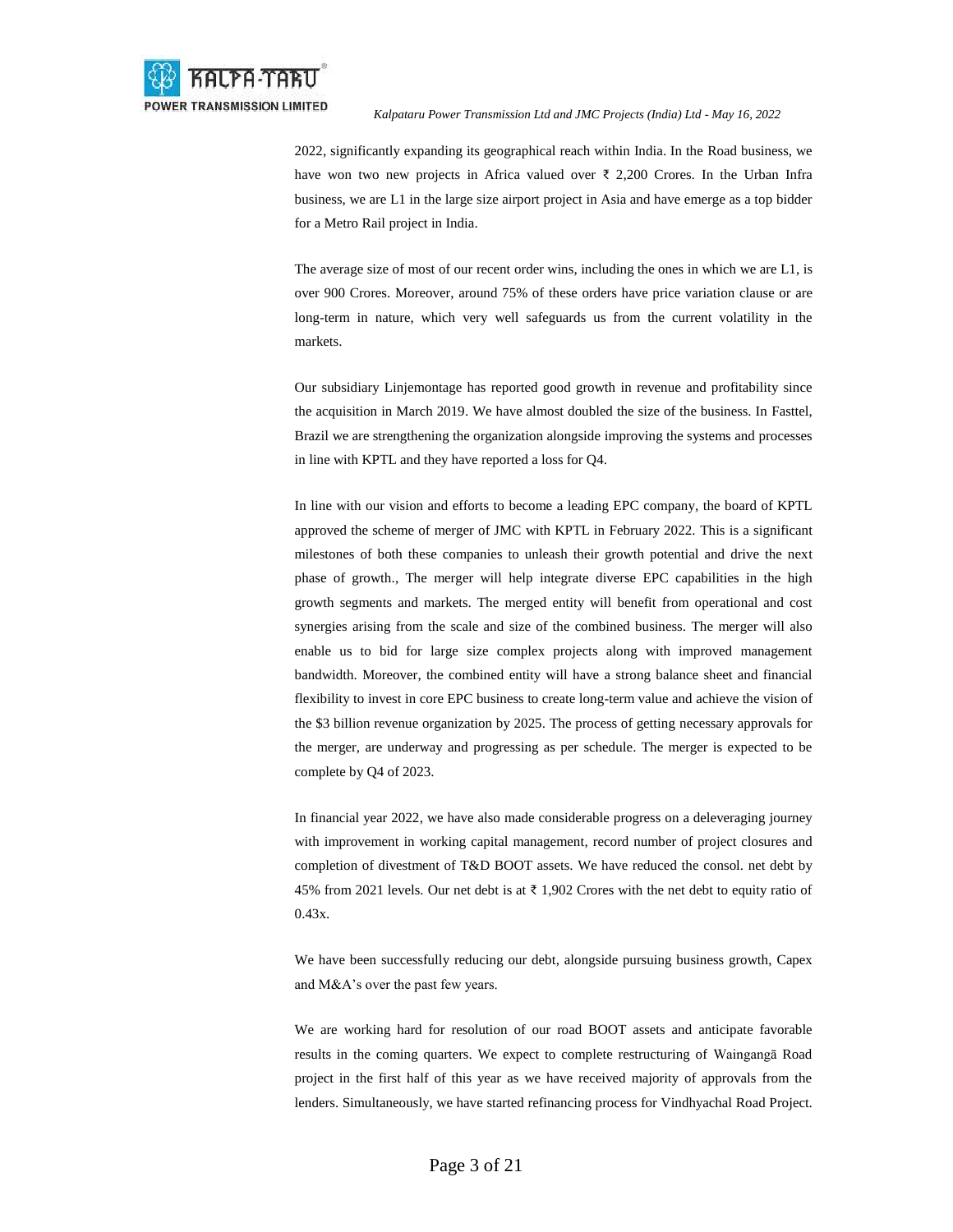2022, significantly expanding its geographical reach within India. In the Road business, we have won two new projects in Africa valued over ₹ 2,200 Crores. In the Urban Infra business, we are L1 in the large size airport project in Asia and have emerge as a top bidder for a Metro Rail project in India.

The average size of most of our recent order wins, including the ones in which we are L1, is over 900 Crores. Moreover, around 75% of these orders have price variation clause or are long-term in nature, which very well safeguards us from the current volatility in the markets.

Our subsidiary Linjemontage has reported good growth in revenue and profitability since the acquisition in March 2019. We have almost doubled the size of the business. In Fasttel, Brazil we are strengthening the organization alongside improving the systems and processes in line with KPTL and they have reported a loss for Q4.

In line with our vision and efforts to become a leading EPC company, the board of KPTL approved the scheme of merger of JMC with KPTL in February 2022. This is a significant milestones of both these companies to unleash their growth potential and drive the next phase of growth., The merger will help integrate diverse EPC capabilities in the high growth segments and markets. The merged entity will benefit from operational and cost synergies arising from the scale and size of the combined business. The merger will also enable us to bid for large size complex projects along with improved management bandwidth. Moreover, the combined entity will have a strong balance sheet and financial flexibility to invest in core EPC business to create long-term value and achieve the vision of the $3 billion revenue organization by 2025. The process of getting necessary approvals for the merger, are underway and progressing as per schedule. The merger is expected to be complete by Q4 of 2023.

In financial year 2022, we have also made considerable progress on a deleveraging journey with improvement in working capital management, record number of project closures and completion of divestment of T&D BOOT assets. We have reduced the consol. net debt by 45% from 2021 levels. Our net debt is at ₹ 1,902 Crores with the net debt to equity ratio of 0.43x.

We have been successfully reducing our debt, alongside pursuing business growth, Capex and M&A's over the past few years.

We are working hard for resolution of our road BOOT assets and anticipate favorable results in the coming quarters. We expect to complete restructuring of Waingangā Road project in the first half of this year as we have received majority of approvals from the lenders. Simultaneously, we have started refinancing process for Vindhyachal Road Project.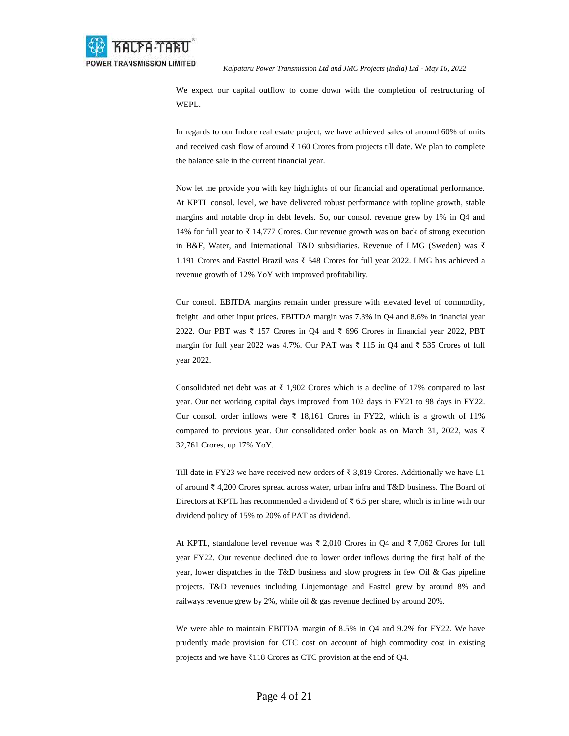We expect our capital outflow to come down with the completion of restructuring of WEPL.

In regards to our Indore real estate project, we have achieved sales of around 60% of units and received cash flow of around ₹ 160 Crores from projects till date. We plan to complete the balance sale in the current financial year.

Now let me provide you with key highlights of our financial and operational performance. At KPTL consol. level, we have delivered robust performance with topline growth, stable margins and notable drop in debt levels. So, our consol. revenue grew by 1% in Q4 and 14% for full year to ₹ 14,777 Crores. Our revenue growth was on back of strong execution in B&F, Water, and International T&D subsidiaries. Revenue of LMG (Sweden) was ₹ 1,191 Crores and Fasttel Brazil was ₹ 548 Crores for full year 2022. LMG has achieved a revenue growth of 12% YoY with improved profitability.

Our consol. EBITDA margins remain under pressure with elevated level of commodity, freight and other input prices. EBITDA margin was 7.3% in Q4 and 8.6% in financial year 2022. Our PBT was ₹ 157 Crores in Q4 and ₹ 696 Crores in financial year 2022, PBT margin for full year 2022 was 4.7%. Our PAT was ₹ 115 in Q4 and ₹ 535 Crores of full year 2022.

Consolidated net debt was at ₹ 1,902 Crores which is a decline of 17% compared to last year. Our net working capital days improved from 102 days in FY21 to 98 days in FY22. Our consol. order inflows were ₹ 18,161 Crores in FY22, which is a growth of 11% compared to previous year. Our consolidated order book as on March 31, 2022, was ₹ 32,761 Crores, up 17% YoY.

Till date in FY23 we have received new orders of ₹ 3,819 Crores. Additionally we have L1 of around ₹ 4,200 Crores spread across water, urban infra and T&D business. The Board of Directors at KPTL has recommended a dividend of ₹ 6.5 per share, which is in line with our dividend policy of 15% to 20% of PAT as dividend.

At KPTL, standalone level revenue was ₹ 2,010 Crores in Q4 and ₹ 7,062 Crores for full year FY22. Our revenue declined due to lower order inflows during the first half of the year, lower dispatches in the T&D business and slow progress in few Oil & Gas pipeline projects. T&D revenues including Linjemontage and Fasttel grew by around 8% and railways revenue grew by 2%, while oil & gas revenue declined by around 20%.

We were able to maintain EBITDA margin of 8.5% in Q4 and 9.2% for FY22. We have prudently made provision for CTC cost on account of high commodity cost in existing projects and we have ₹118 Crores as CTC provision at the end of Q4.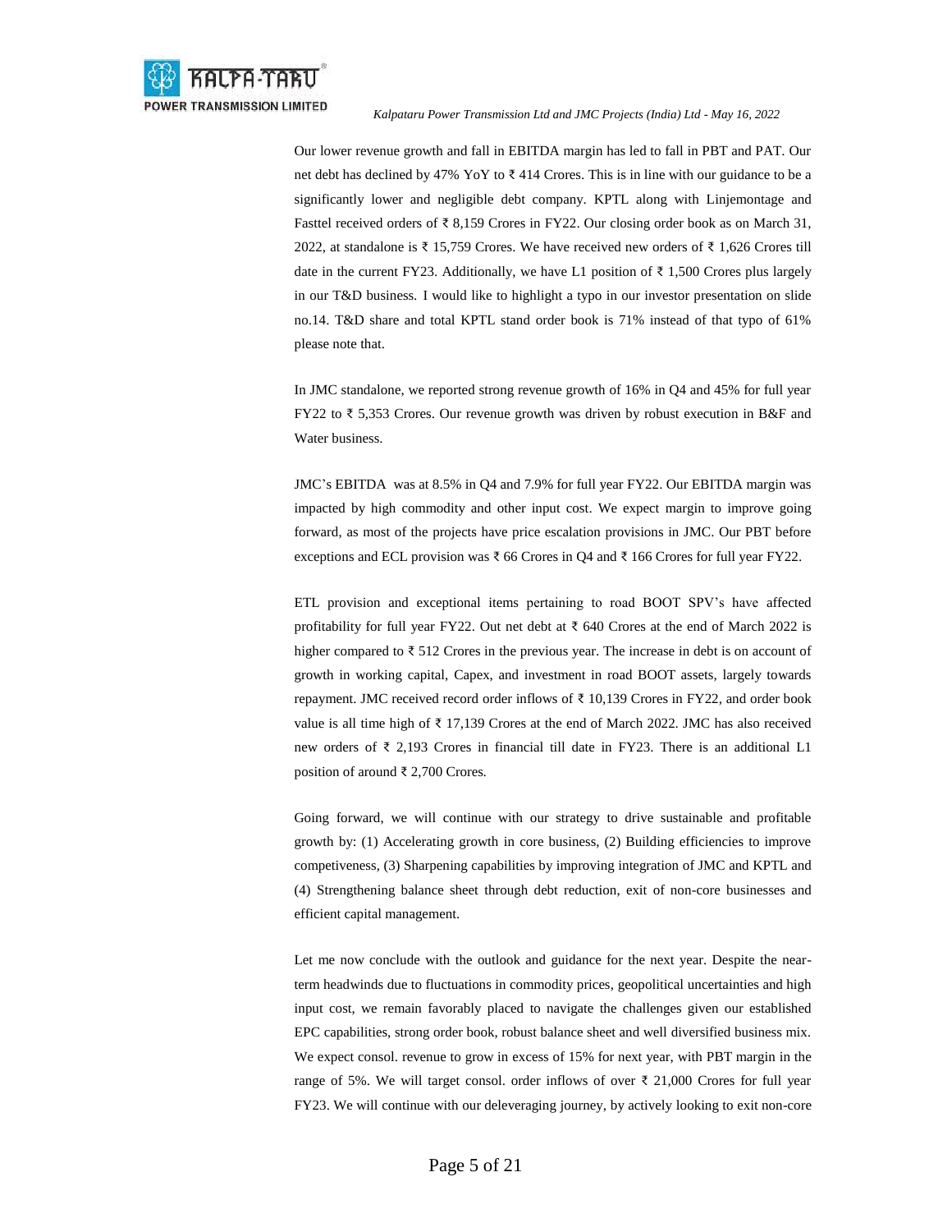Our lower revenue growth and fall in EBITDA margin has led to fall in PBT and PAT. Our net debt has declined by 47% YoY to ₹ 414 Crores. This is in line with our guidance to be a significantly lower and negligible debt company. KPTL along with Linjemontage and Fasttel received orders of ₹ 8,159 Crores in FY22. Our closing order book as on March 31, 2022, at standalone is ₹ 15,759 Crores. We have received new orders of ₹ 1,626 Crores till date in the current FY23. Additionally, we have L1 position of ₹ 1,500 Crores plus largely in our T&D business. I would like to highlight a typo in our investor presentation on slide no.14. T&D share and total KPTL stand order book is 71% instead of that typo of 61% please note that.

In JMC standalone, we reported strong revenue growth of 16% in Q4 and 45% for full year FY22 to ₹ 5,353 Crores. Our revenue growth was driven by robust execution in B&F and Water business.

JMC's EBITDA was at 8.5% in Q4 and 7.9% for full year FY22. Our EBITDA margin was impacted by high commodity and other input cost. We expect margin to improve going forward, as most of the projects have price escalation provisions in JMC. Our PBT before exceptions and ECL provision was ₹ 66 Crores in Q4 and ₹ 166 Crores for full year FY22.

ETL provision and exceptional items pertaining to road BOOT SPV's have affected profitability for full year FY22. Out net debt at ₹ 640 Crores at the end of March 2022 is higher compared to ₹ 512 Crores in the previous year. The increase in debt is on account of growth in working capital, Capex, and investment in road BOOT assets, largely towards repayment. JMC received record order inflows of ₹ 10,139 Crores in FY22, and order book value is all time high of ₹ 17,139 Crores at the end of March 2022. JMC has also received new orders of ₹ 2,193 Crores in financial till date in FY23. There is an additional L1 position of around ₹ 2,700 Crores.

Going forward, we will continue with our strategy to drive sustainable and profitable growth by: (1) Accelerating growth in core business, (2) Building efficiencies to improve competiveness, (3) Sharpening capabilities by improving integration of JMC and KPTL and (4) Strengthening balance sheet through debt reduction, exit of non-core businesses and efficient capital management.

Let me now conclude with the outlook and guidance for the next year. Despite the near-term headwinds due to fluctuations in commodity prices, geopolitical uncertainties and high input cost, we remain favorably placed to navigate the challenges given our established EPC capabilities, strong order book, robust balance sheet and well diversified business mix. We expect consol. revenue to grow in excess of 15% for next year, with PBT margin in the range of 5%. We will target consol. order inflows of over ₹ 21,000 Crores for full year FY23. We will continue with our deleveraging journey, by actively looking to exit non-core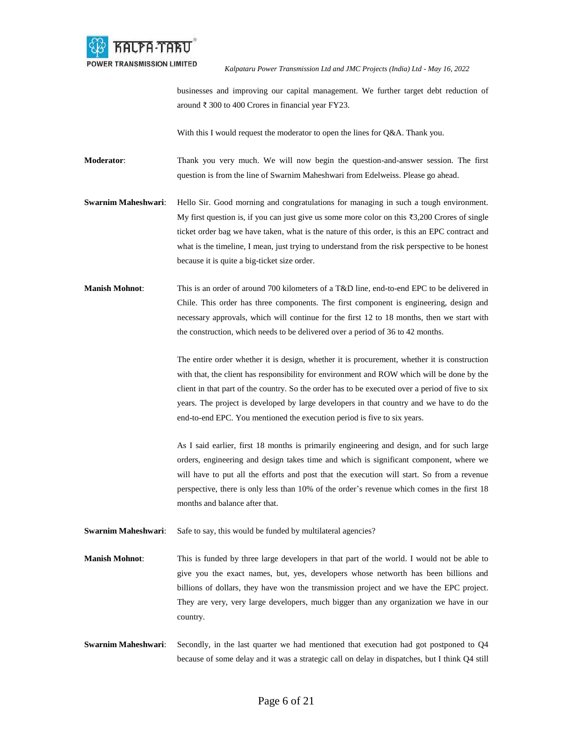businesses and improving our capital management. We further target debt reduction of around ₹ 300 to 400 Crores in financial year FY23.

With this I would request the moderator to open the lines for Q&A. Thank you.

**Moderator**: Thank you very much. We will now begin the question-and-answer session. The first question is from the line of Swarnim Maheshwari from Edelweiss. Please go ahead.

**Swarnim Maheshwari**: Hello Sir. Good morning and congratulations for managing in such a tough environment. My first question is, if you can just give us some more color on this ₹3,200 Crores of single ticket order bag we have taken, what is the nature of this order, is this an EPC contract and what is the timeline, I mean, just trying to understand from the risk perspective to be honest because it is quite a big-ticket size order.

**Manish Mohnot**: This is an order of around 700 kilometers of a T&D line, end-to-end EPC to be delivered in Chile. This order has three components. The first component is engineering, design and necessary approvals, which will continue for the first 12 to 18 months, then we start with the construction, which needs to be delivered over a period of 36 to 42 months.

The entire order whether it is design, whether it is procurement, whether it is construction with that, the client has responsibility for environment and ROW which will be done by the client in that part of the country. So the order has to be executed over a period of five to six years. The project is developed by large developers in that country and we have to do the end-to-end EPC. You mentioned the execution period is five to six years.

As I said earlier, first 18 months is primarily engineering and design, and for such large orders, engineering and design takes time and which is significant component, where we will have to put all the efforts and post that the execution will start. So from a revenue perspective, there is only less than 10% of the order's revenue which comes in the first 18 months and balance after that.

**Swarnim Maheshwari**: Safe to say, this would be funded by multilateral agencies?

**Manish Mohnot**: This is funded by three large developers in that part of the world. I would not be able to give you the exact names, but, yes, developers whose networth has been billions and billions of dollars, they have won the transmission project and we have the EPC project. They are very, very large developers, much bigger than any organization we have in our country.

**Swarnim Maheshwari**: Secondly, in the last quarter we had mentioned that execution had got postponed to Q4 because of some delay and it was a strategic call on delay in dispatches, but I think Q4 still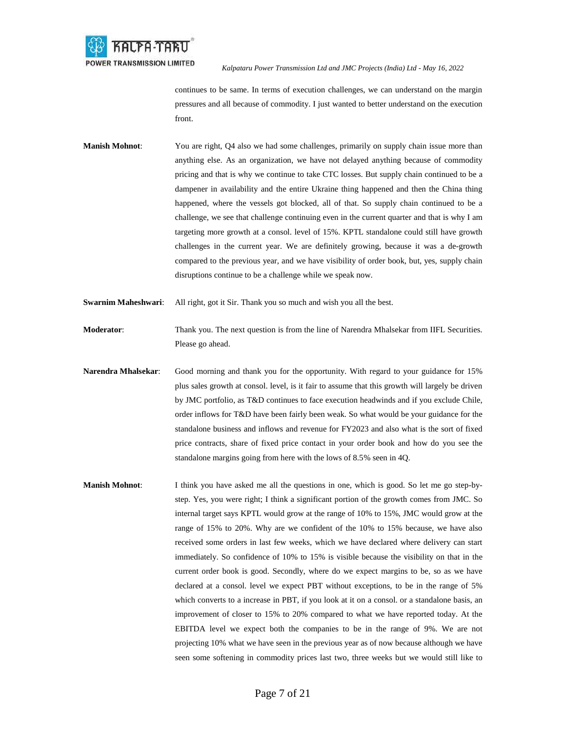continues to be same. In terms of execution challenges, we can understand on the margin pressures and all because of commodity. I just wanted to better understand on the execution front.

**Manish Mohnot**: You are right, Q4 also we had some challenges, primarily on supply chain issue more than anything else. As an organization, we have not delayed anything because of commodity pricing and that is why we continue to take CTC losses. But supply chain continued to be a dampener in availability and the entire Ukraine thing happened and then the China thing happened, where the vessels got blocked, all of that. So supply chain continued to be a challenge, we see that challenge continuing even in the current quarter and that is why I am targeting more growth at a consol. level of 15%. KPTL standalone could still have growth challenges in the current year. We are definitely growing, because it was a de-growth compared to the previous year, and we have visibility of order book, but, yes, supply chain disruptions continue to be a challenge while we speak now.

**Swarnim Maheshwari**: All right, got it Sir. Thank you so much and wish you all the best.

**Moderator**: Thank you. The next question is from the line of Narendra Mhalsekar from IIFL Securities. Please go ahead.

**Narendra Mhalsekar**: Good morning and thank you for the opportunity. With regard to your guidance for 15% plus sales growth at consol. level, is it fair to assume that this growth will largely be driven by JMC portfolio, as T&D continues to face execution headwinds and if you exclude Chile, order inflows for T&D have been fairly been weak. So what would be your guidance for the standalone business and inflows and revenue for FY2023 and also what is the sort of fixed price contracts, share of fixed price contact in your order book and how do you see the standalone margins going from here with the lows of 8.5% seen in 4Q.

**Manish Mohnot**: I think you have asked me all the questions in one, which is good. So let me go step-by-step. Yes, you were right; I think a significant portion of the growth comes from JMC. So internal target says KPTL would grow at the range of 10% to 15%, JMC would grow at the range of 15% to 20%. Why are we confident of the 10% to 15% because, we have also received some orders in last few weeks, which we have declared where delivery can start immediately. So confidence of 10% to 15% is visible because the visibility on that in the current order book is good. Secondly, where do we expect margins to be, so as we have declared at a consol. level we expect PBT without exceptions, to be in the range of 5% which converts to a increase in PBT, if you look at it on a consol. or a standalone basis, an improvement of closer to 15% to 20% compared to what we have reported today. At the EBITDA level we expect both the companies to be in the range of 9%. We are not projecting 10% what we have seen in the previous year as of now because although we have seen some softening in commodity prices last two, three weeks but we would still like to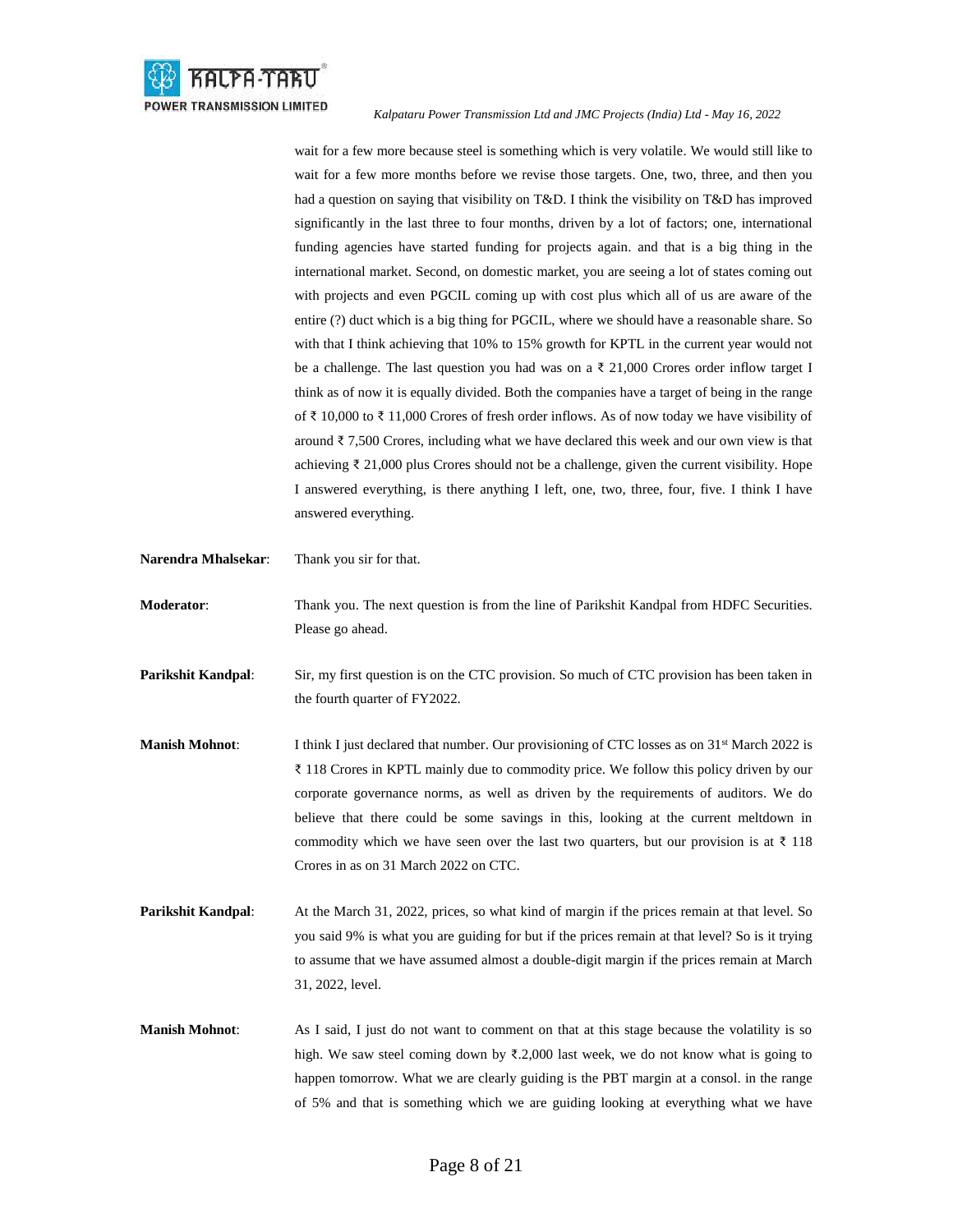wait for a few more because steel is something which is very volatile. We would still like to wait for a few more months before we revise those targets. One, two, three, and then you had a question on saying that visibility on T&D. I think the visibility on T&D has improved significantly in the last three to four months, driven by a lot of factors; one, international funding agencies have started funding for projects again. and that is a big thing in the international market. Second, on domestic market, you are seeing a lot of states coming out with projects and even PGCIL coming up with cost plus which all of us are aware of the entire (?) duct which is a big thing for PGCIL, where we should have a reasonable share. So with that I think achieving that 10% to 15% growth for KPTL in the current year would not be a challenge. The last question you had was on a ₹ 21,000 Crores order inflow target I think as of now it is equally divided. Both the companies have a target of being in the range of ₹ 10,000 to ₹ 11,000 Crores of fresh order inflows. As of now today we have visibility of around ₹ 7,500 Crores, including what we have declared this week and our own view is that achieving ₹ 21,000 plus Crores should not be a challenge, given the current visibility. Hope I answered everything, is there anything I left, one, two, three, four, five. I think I have answered everything.

**Narendra Mhalsekar**: Thank you sir for that.

**Moderator**: Thank you. The next question is from the line of Parikshit Kandpal from HDFC Securities. Please go ahead.

**Parikshit Kandpal**: Sir, my first question is on the CTC provision. So much of CTC provision has been taken in the fourth quarter of FY2022.

**Manish Mohnot**: I think I just declared that number. Our provisioning of CTC losses as on 31st March 2022 is ₹ 118 Crores in KPTL mainly due to commodity price. We follow this policy driven by our corporate governance norms, as well as driven by the requirements of auditors. We do believe that there could be some savings in this, looking at the current meltdown in commodity which we have seen over the last two quarters, but our provision is at ₹ 118 Crores in as on 31 March 2022 on CTC.

**Parikshit Kandpal**: At the March 31, 2022, prices, so what kind of margin if the prices remain at that level. So you said 9% is what you are guiding for but if the prices remain at that level? So is it trying to assume that we have assumed almost a double-digit margin if the prices remain at March 31, 2022, level.

**Manish Mohnot**: As I said, I just do not want to comment on that at this stage because the volatility is so high. We saw steel coming down by ₹.2,000 last week, we do not know what is going to happen tomorrow. What we are clearly guiding is the PBT margin at a consol. in the range of 5% and that is something which we are guiding looking at everything what we have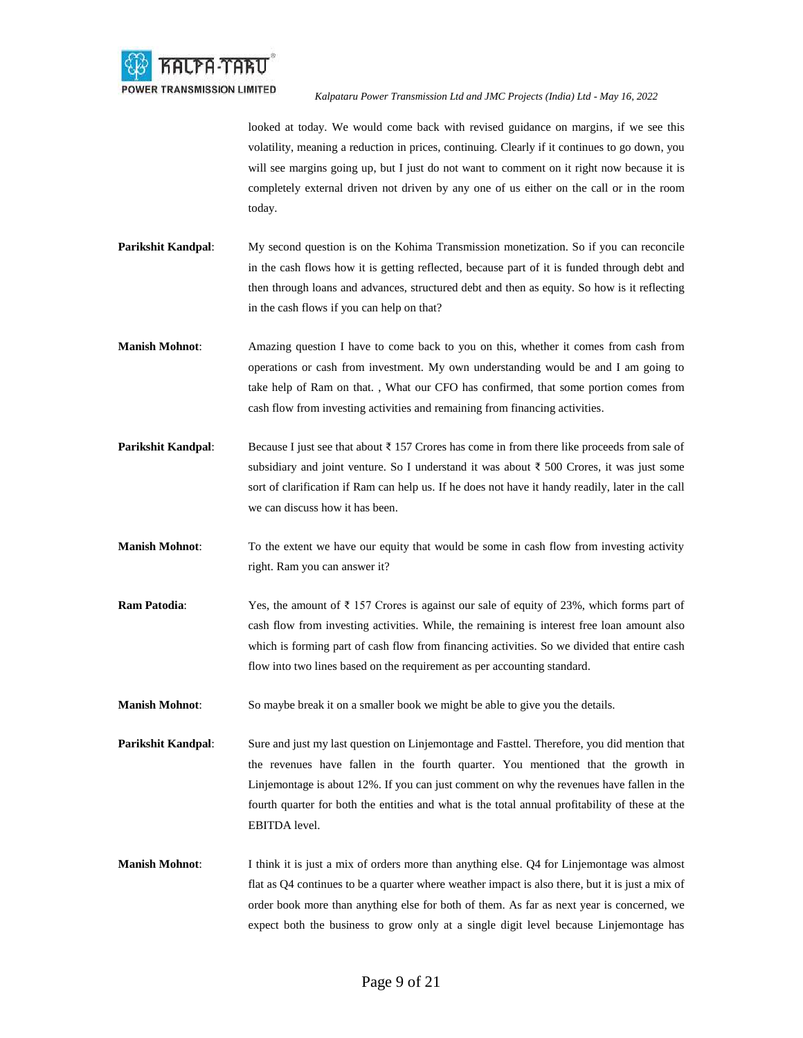looked at today. We would come back with revised guidance on margins, if we see this volatility, meaning a reduction in prices, continuing. Clearly if it continues to go down, you will see margins going up, but I just do not want to comment on it right now because it is completely external driven not driven by any one of us either on the call or in the room today.

**Parikshit Kandpal**: My second question is on the Kohima Transmission monetization. So if you can reconcile in the cash flows how it is getting reflected, because part of it is funded through debt and then through loans and advances, structured debt and then as equity. So how is it reflecting in the cash flows if you can help on that?

**Manish Mohnot**: Amazing question I have to come back to you on this, whether it comes from cash from operations or cash from investment. My own understanding would be and I am going to take help of Ram on that. , What our CFO has confirmed, that some portion comes from cash flow from investing activities and remaining from financing activities.

**Parikshit Kandpal**: Because I just see that about ₹ 157 Crores has come in from there like proceeds from sale of subsidiary and joint venture. So I understand it was about ₹ 500 Crores, it was just some sort of clarification if Ram can help us. If he does not have it handy readily, later in the call we can discuss how it has been.

**Manish Mohnot**: To the extent we have our equity that would be some in cash flow from investing activity right. Ram you can answer it?

**Ram Patodia**: Yes, the amount of ₹ 157 Crores is against our sale of equity of 23%, which forms part of cash flow from investing activities. While, the remaining is interest free loan amount also which is forming part of cash flow from financing activities. So we divided that entire cash flow into two lines based on the requirement as per accounting standard.

**Manish Mohnot**: So maybe break it on a smaller book we might be able to give you the details.

**Parikshit Kandpal**: Sure and just my last question on Linjemontage and Fasttel. Therefore, you did mention that the revenues have fallen in the fourth quarter. You mentioned that the growth in Linjemontage is about 12%. If you can just comment on why the revenues have fallen in the fourth quarter for both the entities and what is the total annual profitability of these at the EBITDA level.

**Manish Mohnot**: I think it is just a mix of orders more than anything else. Q4 for Linjemontage was almost flat as Q4 continues to be a quarter where weather impact is also there, but it is just a mix of order book more than anything else for both of them. As far as next year is concerned, we expect both the business to grow only at a single digit level because Linjemontage has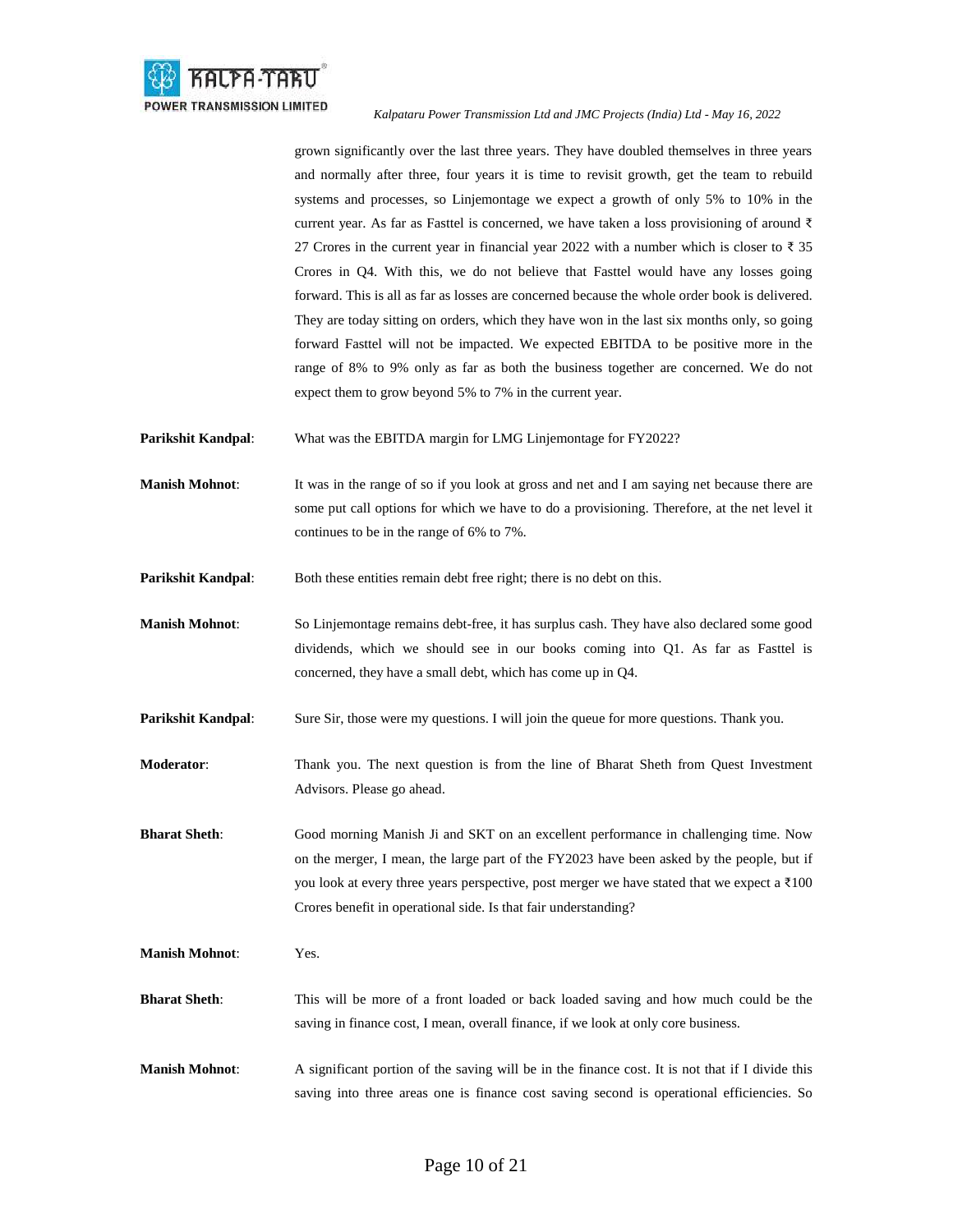grown significantly over the last three years. They have doubled themselves in three years and normally after three, four years it is time to revisit growth, get the team to rebuild systems and processes, so Linjemontage we expect a growth of only 5% to 10% in the current year. As far as Fasttel is concerned, we have taken a loss provisioning of around ₹ 27 Crores in the current year in financial year 2022 with a number which is closer to ₹ 35 Crores in Q4. With this, we do not believe that Fasttel would have any losses going forward. This is all as far as losses are concerned because the whole order book is delivered. They are today sitting on orders, which they have won in the last six months only, so going forward Fasttel will not be impacted. We expected EBITDA to be positive more in the range of 8% to 9% only as far as both the business together are concerned. We do not expect them to grow beyond 5% to 7% in the current year.

**Parikshit Kandpal**: What was the EBITDA margin for LMG Linjemontage for FY2022?

**Manish Mohnot**: It was in the range of so if you look at gross and net and I am saying net because there are some put call options for which we have to do a provisioning. Therefore, at the net level it continues to be in the range of 6% to 7%.

**Parikshit Kandpal**: Both these entities remain debt free right; there is no debt on this.

**Manish Mohnot**: So Linjemontage remains debt-free, it has surplus cash. They have also declared some good dividends, which we should see in our books coming into Q1. As far as Fasttel is concerned, they have a small debt, which has come up in Q4.

**Parikshit Kandpal**: Sure Sir, those were my questions. I will join the queue for more questions. Thank you.

**Moderator**: Thank you. The next question is from the line of Bharat Sheth from Quest Investment Advisors. Please go ahead.

**Bharat Sheth**: Good morning Manish Ji and SKT on an excellent performance in challenging time. Now on the merger, I mean, the large part of the FY2023 have been asked by the people, but if you look at every three years perspective, post merger we have stated that we expect a ₹100 Crores benefit in operational side. Is that fair understanding?

**Manish Mohnot**: Yes.

**Bharat Sheth**: This will be more of a front loaded or back loaded saving and how much could be the saving in finance cost, I mean, overall finance, if we look at only core business.

**Manish Mohnot**: A significant portion of the saving will be in the finance cost. It is not that if I divide this saving into three areas one is finance cost saving second is operational efficiencies. So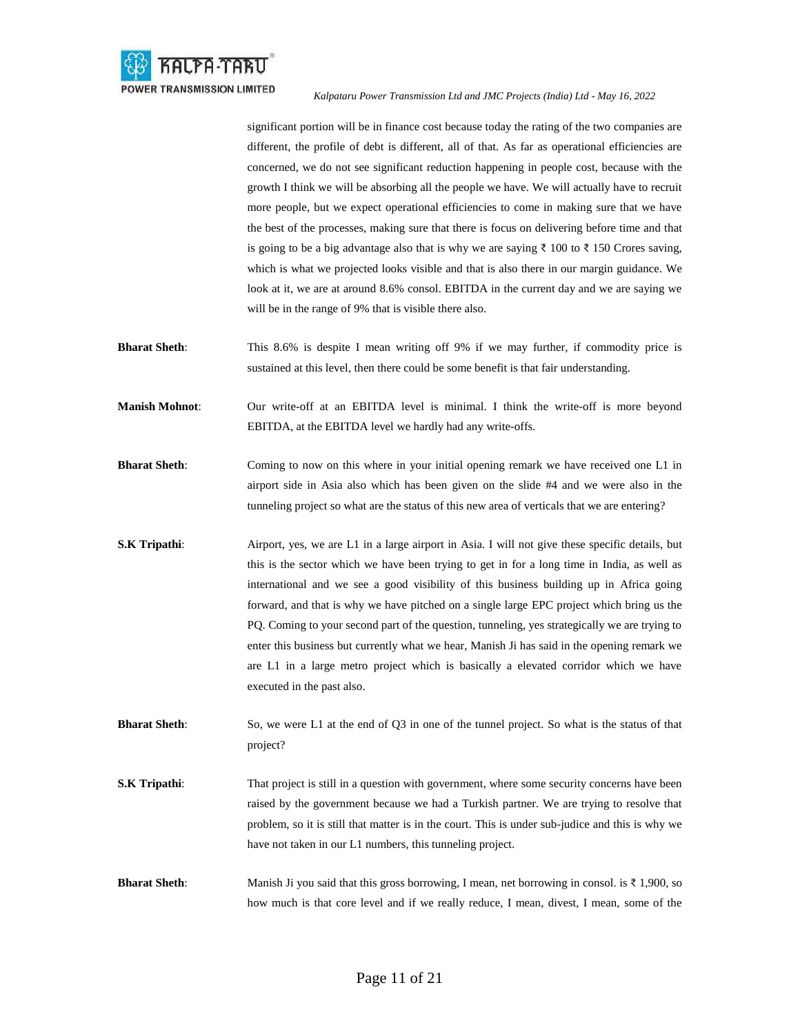significant portion will be in finance cost because today the rating of the two companies are different, the profile of debt is different, all of that. As far as operational efficiencies are concerned, we do not see significant reduction happening in people cost, because with the growth I think we will be absorbing all the people we have. We will actually have to recruit more people, but we expect operational efficiencies to come in making sure that we have the best of the processes, making sure that there is focus on delivering before time and that is going to be a big advantage also that is why we are saying ₹ 100 to ₹ 150 Crores saving, which is what we projected looks visible and that is also there in our margin guidance. We look at it, we are at around 8.6% consol. EBITDA in the current day and we are saying we will be in the range of 9% that is visible there also.

**Bharat Sheth**: This 8.6% is despite I mean writing off 9% if we may further, if commodity price is sustained at this level, then there could be some benefit is that fair understanding.

**Manish Mohnot**: Our write-off at an EBITDA level is minimal. I think the write-off is more beyond EBITDA, at the EBITDA level we hardly had any write-offs.

**Bharat Sheth**: Coming to now on this where in your initial opening remark we have received one L1 in airport side in Asia also which has been given on the slide #4 and we were also in the tunneling project so what are the status of this new area of verticals that we are entering?

**S.K Tripathi**: Airport, yes, we are L1 in a large airport in Asia. I will not give these specific details, but this is the sector which we have been trying to get in for a long time in India, as well as international and we see a good visibility of this business building up in Africa going forward, and that is why we have pitched on a single large EPC project which bring us the PQ. Coming to your second part of the question, tunneling, yes strategically we are trying to enter this business but currently what we hear, Manish Ji has said in the opening remark we are L1 in a large metro project which is basically a elevated corridor which we have executed in the past also.

**Bharat Sheth**: So, we were L1 at the end of Q3 in one of the tunnel project. So what is the status of that project?

**S.K Tripathi**: That project is still in a question with government, where some security concerns have been raised by the government because we had a Turkish partner. We are trying to resolve that problem, so it is still that matter is in the court. This is under sub-judice and this is why we have not taken in our L1 numbers, this tunneling project.

**Bharat Sheth**: Manish Ji you said that this gross borrowing, I mean, net borrowing in consol. is ₹ 1,900, so how much is that core level and if we really reduce, I mean, divest, I mean, some of the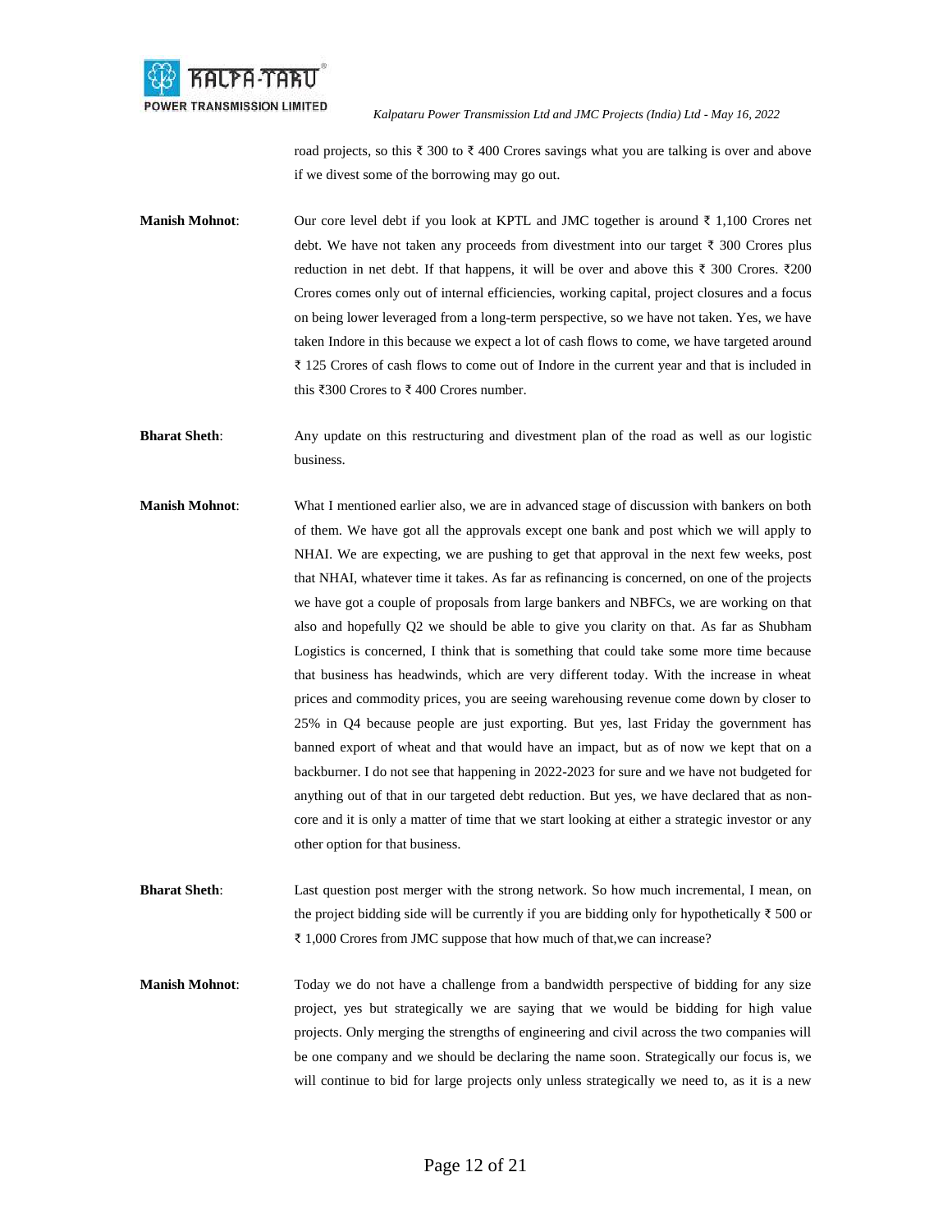road projects, so this ₹ 300 to ₹ 400 Crores savings what you are talking is over and above if we divest some of the borrowing may go out.

**Manish Mohnot**: Our core level debt if you look at KPTL and JMC together is around ₹ 1,100 Crores net debt. We have not taken any proceeds from divestment into our target ₹ 300 Crores plus reduction in net debt. If that happens, it will be over and above this ₹ 300 Crores. ₹200 Crores comes only out of internal efficiencies, working capital, project closures and a focus on being lower leveraged from a long-term perspective, so we have not taken. Yes, we have taken Indore in this because we expect a lot of cash flows to come, we have targeted around ₹ 125 Crores of cash flows to come out of Indore in the current year and that is included in this ₹300 Crores to ₹ 400 Crores number.

**Bharat Sheth**: Any update on this restructuring and divestment plan of the road as well as our logistic business.

**Manish Mohnot**: What I mentioned earlier also, we are in advanced stage of discussion with bankers on both of them. We have got all the approvals except one bank and post which we will apply to NHAI. We are expecting, we are pushing to get that approval in the next few weeks, post that NHAI, whatever time it takes. As far as refinancing is concerned, on one of the projects we have got a couple of proposals from large bankers and NBFCs, we are working on that also and hopefully Q2 we should be able to give you clarity on that. As far as Shubham Logistics is concerned, I think that is something that could take some more time because that business has headwinds, which are very different today. With the increase in wheat prices and commodity prices, you are seeing warehousing revenue come down by closer to 25% in Q4 because people are just exporting. But yes, last Friday the government has banned export of wheat and that would have an impact, but as of now we kept that on a backburner. I do not see that happening in 2022-2023 for sure and we have not budgeted for anything out of that in our targeted debt reduction. But yes, we have declared that as non-core and it is only a matter of time that we start looking at either a strategic investor or any other option for that business.

**Bharat Sheth**: Last question post merger with the strong network. So how much incremental, I mean, on the project bidding side will be currently if you are bidding only for hypothetically ₹ 500 or ₹ 1,000 Crores from JMC suppose that how much of that,we can increase?

**Manish Mohnot**: Today we do not have a challenge from a bandwidth perspective of bidding for any size project, yes but strategically we are saying that we would be bidding for high value projects. Only merging the strengths of engineering and civil across the two companies will be one company and we should be declaring the name soon. Strategically our focus is, we will continue to bid for large projects only unless strategically we need to, as it is a new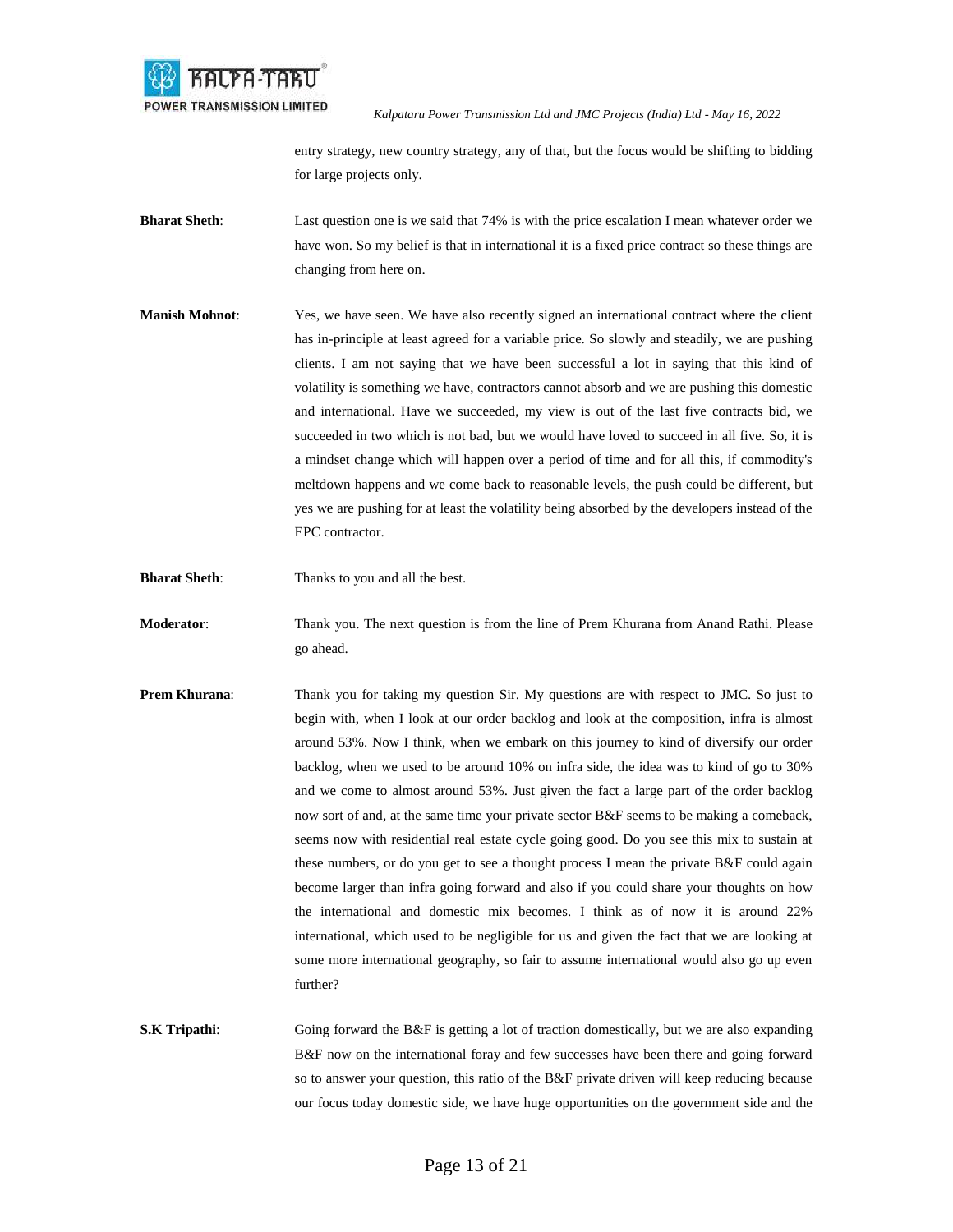entry strategy, new country strategy, any of that, but the focus would be shifting to bidding for large projects only.

**Bharat Sheth**: Last question one is we said that 74% is with the price escalation I mean whatever order we have won. So my belief is that in international it is a fixed price contract so these things are changing from here on.

**Manish Mohnot**: Yes, we have seen. We have also recently signed an international contract where the client has in-principle at least agreed for a variable price. So slowly and steadily, we are pushing clients. I am not saying that we have been successful a lot in saying that this kind of volatility is something we have, contractors cannot absorb and we are pushing this domestic and international. Have we succeeded, my view is out of the last five contracts bid, we succeeded in two which is not bad, but we would have loved to succeed in all five. So, it is a mindset change which will happen over a period of time and for all this, if commodity's meltdown happens and we come back to reasonable levels, the push could be different, but yes we are pushing for at least the volatility being absorbed by the developers instead of the EPC contractor.

**Bharat Sheth**: Thanks to you and all the best.

**Moderator**: Thank you. The next question is from the line of Prem Khurana from Anand Rathi. Please go ahead.

**Prem Khurana**: Thank you for taking my question Sir. My questions are with respect to JMC. So just to begin with, when I look at our order backlog and look at the composition, infra is almost around 53%. Now I think, when we embark on this journey to kind of diversify our order backlog, when we used to be around 10% on infra side, the idea was to kind of go to 30% and we come to almost around 53%. Just given the fact a large part of the order backlog now sort of and, at the same time your private sector B&F seems to be making a comeback, seems now with residential real estate cycle going good. Do you see this mix to sustain at these numbers, or do you get to see a thought process I mean the private B&F could again become larger than infra going forward and also if you could share your thoughts on how the international and domestic mix becomes. I think as of now it is around 22% international, which used to be negligible for us and given the fact that we are looking at some more international geography, so fair to assume international would also go up even further?

**S.K Tripathi**: Going forward the B&F is getting a lot of traction domestically, but we are also expanding B&F now on the international foray and few successes have been there and going forward so to answer your question, this ratio of the B&F private driven will keep reducing because our focus today domestic side, we have huge opportunities on the government side and the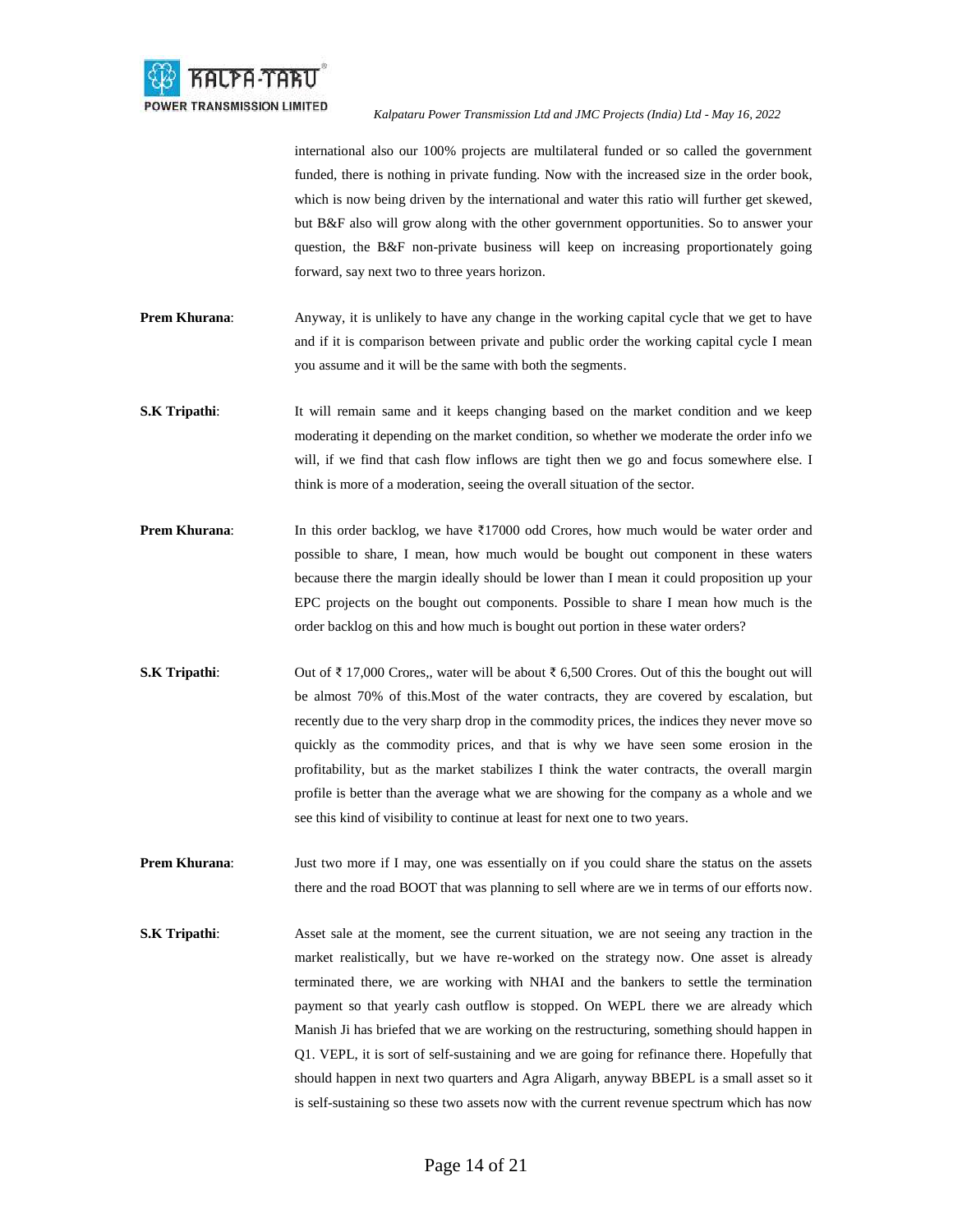international also our 100% projects are multilateral funded or so called the government funded, there is nothing in private funding. Now with the increased size in the order book, which is now being driven by the international and water this ratio will further get skewed, but B&F also will grow along with the other government opportunities. So to answer your question, the B&F non-private business will keep on increasing proportionately going forward, say next two to three years horizon.

**Prem Khurana**: Anyway, it is unlikely to have any change in the working capital cycle that we get to have and if it is comparison between private and public order the working capital cycle I mean you assume and it will be the same with both the segments.

**S.K Tripathi**: It will remain same and it keeps changing based on the market condition and we keep moderating it depending on the market condition, so whether we moderate the order info we will, if we find that cash flow inflows are tight then we go and focus somewhere else. I think is more of a moderation, seeing the overall situation of the sector.

**Prem Khurana**: In this order backlog, we have ₹17000 odd Crores, how much would be water order and possible to share, I mean, how much would be bought out component in these waters because there the margin ideally should be lower than I mean it could proposition up your EPC projects on the bought out components. Possible to share I mean how much is the order backlog on this and how much is bought out portion in these water orders?

**S.K Tripathi**: Out of ₹ 17,000 Crores,, water will be about ₹ 6,500 Crores. Out of this the bought out will be almost 70% of this.Most of the water contracts, they are covered by escalation, but recently due to the very sharp drop in the commodity prices, the indices they never move so quickly as the commodity prices, and that is why we have seen some erosion in the profitability, but as the market stabilizes I think the water contracts, the overall margin profile is better than the average what we are showing for the company as a whole and we see this kind of visibility to continue at least for next one to two years.

**Prem Khurana**: Just two more if I may, one was essentially on if you could share the status on the assets there and the road BOOT that was planning to sell where are we in terms of our efforts now.

**S.K Tripathi**: Asset sale at the moment, see the current situation, we are not seeing any traction in the market realistically, but we have re-worked on the strategy now. One asset is already terminated there, we are working with NHAI and the bankers to settle the termination payment so that yearly cash outflow is stopped. On WEPL there we are already which Manish Ji has briefed that we are working on the restructuring, something should happen in Q1. VEPL, it is sort of self-sustaining and we are going for refinance there. Hopefully that should happen in next two quarters and Agra Aligarh, anyway BBEPL is a small asset so it is self-sustaining so these two assets now with the current revenue spectrum which has now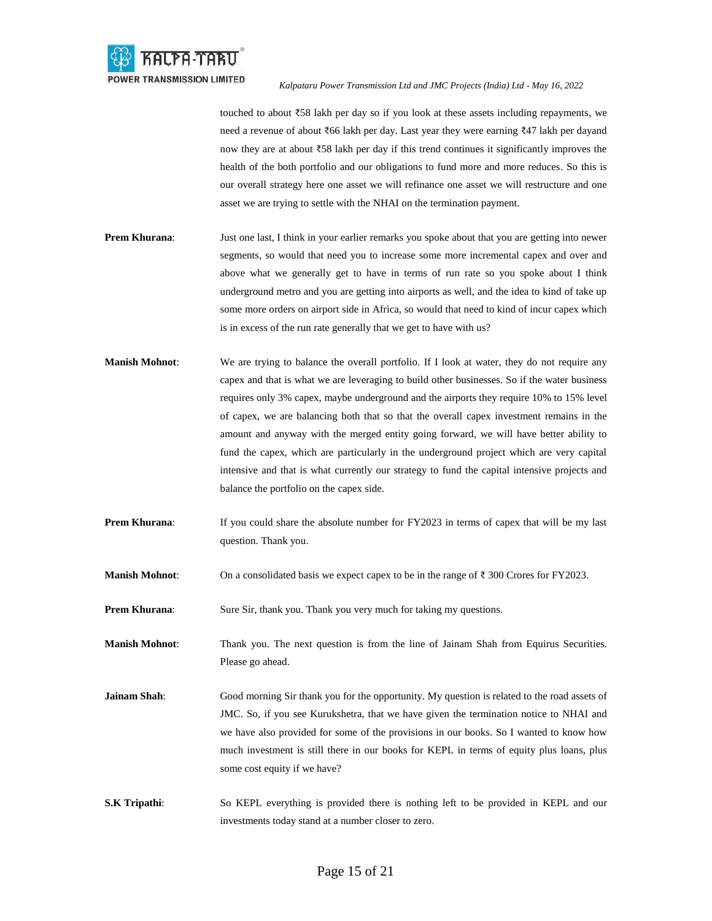touched to about ₹58 lakh per day so if you look at these assets including repayments, we need a revenue of about ₹66 lakh per day. Last year they were earning ₹47 lakh per dayand now they are at about ₹58 lakh per day if this trend continues it significantly improves the health of the both portfolio and our obligations to fund more and more reduces. So this is our overall strategy here one asset we will refinance one asset we will restructure and one asset we are trying to settle with the NHAI on the termination payment.

**Prem Khurana**: Just one last, I think in your earlier remarks you spoke about that you are getting into newer segments, so would that need you to increase some more incremental capex and over and above what we generally get to have in terms of run rate so you spoke about I think underground metro and you are getting into airports as well, and the idea to kind of take up some more orders on airport side in Africa, so would that need to kind of incur capex which is in excess of the run rate generally that we get to have with us?

**Manish Mohnot**: We are trying to balance the overall portfolio. If I look at water, they do not require any capex and that is what we are leveraging to build other businesses. So if the water business requires only 3% capex, maybe underground and the airports they require 10% to 15% level of capex, we are balancing both that so that the overall capex investment remains in the amount and anyway with the merged entity going forward, we will have better ability to fund the capex, which are particularly in the underground project which are very capital intensive and that is what currently our strategy to fund the capital intensive projects and balance the portfolio on the capex side.

**Prem Khurana**: If you could share the absolute number for FY2023 in terms of capex that will be my last question. Thank you.

**Manish Mohnot**: On a consolidated basis we expect capex to be in the range of ₹ 300 Crores for FY2023.

**Prem Khurana**: Sure Sir, thank you. Thank you very much for taking my questions.

**Manish Mohnot**: Thank you. The next question is from the line of Jainam Shah from Equirus Securities. Please go ahead.

**Jainam Shah**: Good morning Sir thank you for the opportunity. My question is related to the road assets of JMC. So, if you see Kurukshetra, that we have given the termination notice to NHAI and we have also provided for some of the provisions in our books. So I wanted to know how much investment is still there in our books for KEPL in terms of equity plus loans, plus some cost equity if we have?

**S.K Tripathi**: So KEPL everything is provided there is nothing left to be provided in KEPL and our investments today stand at a number closer to zero.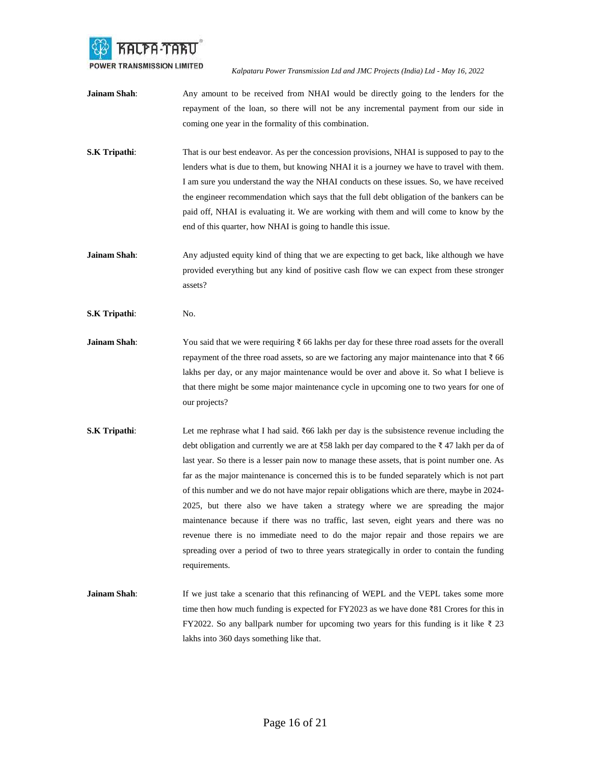**Jainam Shah**: Any amount to be received from NHAI would be directly going to the lenders for the repayment of the loan, so there will not be any incremental payment from our side in coming one year in the formality of this combination.

**S.K Tripathi**: That is our best endeavor. As per the concession provisions, NHAI is supposed to pay to the lenders what is due to them, but knowing NHAI it is a journey we have to travel with them. I am sure you understand the way the NHAI conducts on these issues. So, we have received the engineer recommendation which says that the full debt obligation of the bankers can be paid off, NHAI is evaluating it. We are working with them and will come to know by the end of this quarter, how NHAI is going to handle this issue.

**Jainam Shah**: Any adjusted equity kind of thing that we are expecting to get back, like although we have provided everything but any kind of positive cash flow we can expect from these stronger assets?

**S.K Tripathi**: No.

**Jainam Shah**: You said that we were requiring ₹ 66 lakhs per day for these three road assets for the overall repayment of the three road assets, so are we factoring any major maintenance into that ₹ 66 lakhs per day, or any major maintenance would be over and above it. So what I believe is that there might be some major maintenance cycle in upcoming one to two years for one of our projects?

**S.K Tripathi**: Let me rephrase what I had said. ₹66 lakh per day is the subsistence revenue including the debt obligation and currently we are at ₹58 lakh per day compared to the ₹ 47 lakh per da of last year. So there is a lesser pain now to manage these assets, that is point number one. As far as the major maintenance is concerned this is to be funded separately which is not part of this number and we do not have major repair obligations which are there, maybe in 2024-2025, but there also we have taken a strategy where we are spreading the major maintenance because if there was no traffic, last seven, eight years and there was no revenue there is no immediate need to do the major repair and those repairs we are spreading over a period of two to three years strategically in order to contain the funding requirements.

**Jainam Shah**: If we just take a scenario that this refinancing of WEPL and the VEPL takes some more time then how much funding is expected for FY2023 as we have done ₹81 Crores for this in FY2022. So any ballpark number for upcoming two years for this funding is it like ₹ 23 lakhs into 360 days something like that.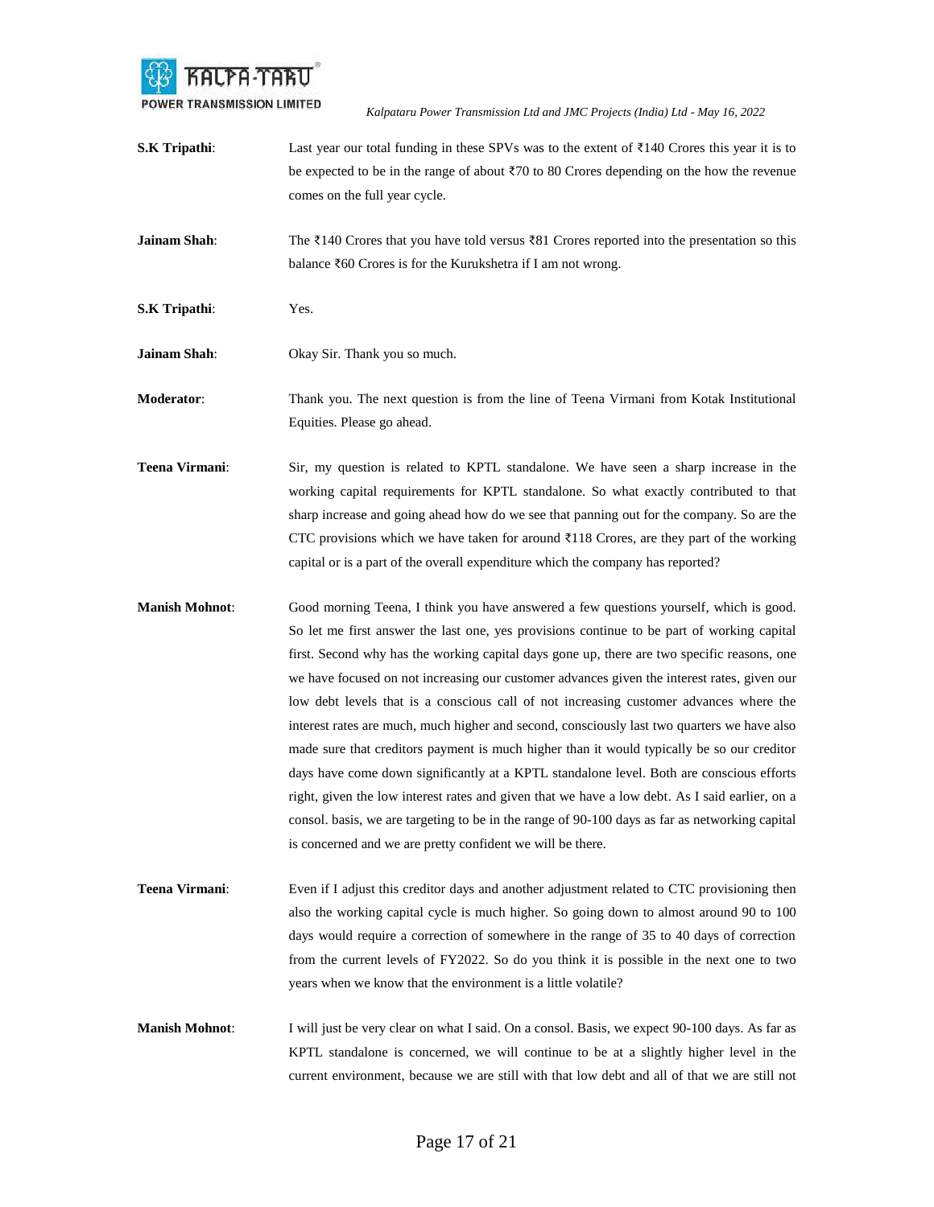**S.K Tripathi**: Last year our total funding in these SPVs was to the extent of ₹140 Crores this year it is to be expected to be in the range of about ₹70 to 80 Crores depending on the how the revenue comes on the full year cycle.

**Jainam Shah**: The ₹140 Crores that you have told versus ₹81 Crores reported into the presentation so this balance ₹60 Crores is for the Kurukshetra if I am not wrong.

**S.K Tripathi**: Yes.

**Jainam Shah**: Okay Sir. Thank you so much.

**Moderator**: Thank you. The next question is from the line of Teena Virmani from Kotak Institutional Equities. Please go ahead.

**Teena Virmani**: Sir, my question is related to KPTL standalone. We have seen a sharp increase in the working capital requirements for KPTL standalone. So what exactly contributed to that sharp increase and going ahead how do we see that panning out for the company. So are the CTC provisions which we have taken for around ₹118 Crores, are they part of the working capital or is a part of the overall expenditure which the company has reported?

**Manish Mohnot**: Good morning Teena, I think you have answered a few questions yourself, which is good. So let me first answer the last one, yes provisions continue to be part of working capital first. Second why has the working capital days gone up, there are two specific reasons, one we have focused on not increasing our customer advances given the interest rates, given our low debt levels that is a conscious call of not increasing customer advances where the interest rates are much, much higher and second, consciously last two quarters we have also made sure that creditors payment is much higher than it would typically be so our creditor days have come down significantly at a KPTL standalone level. Both are conscious efforts right, given the low interest rates and given that we have a low debt. As I said earlier, on a consol. basis, we are targeting to be in the range of 90-100 days as far as networking capital is concerned and we are pretty confident we will be there.

**Teena Virmani**: Even if I adjust this creditor days and another adjustment related to CTC provisioning then also the working capital cycle is much higher. So going down to almost around 90 to 100 days would require a correction of somewhere in the range of 35 to 40 days of correction from the current levels of FY2022. So do you think it is possible in the next one to two years when we know that the environment is a little volatile?

**Manish Mohnot**: I will just be very clear on what I said. On a consol. Basis, we expect 90-100 days. As far as KPTL standalone is concerned, we will continue to be at a slightly higher level in the current environment, because we are still with that low debt and all of that we are still not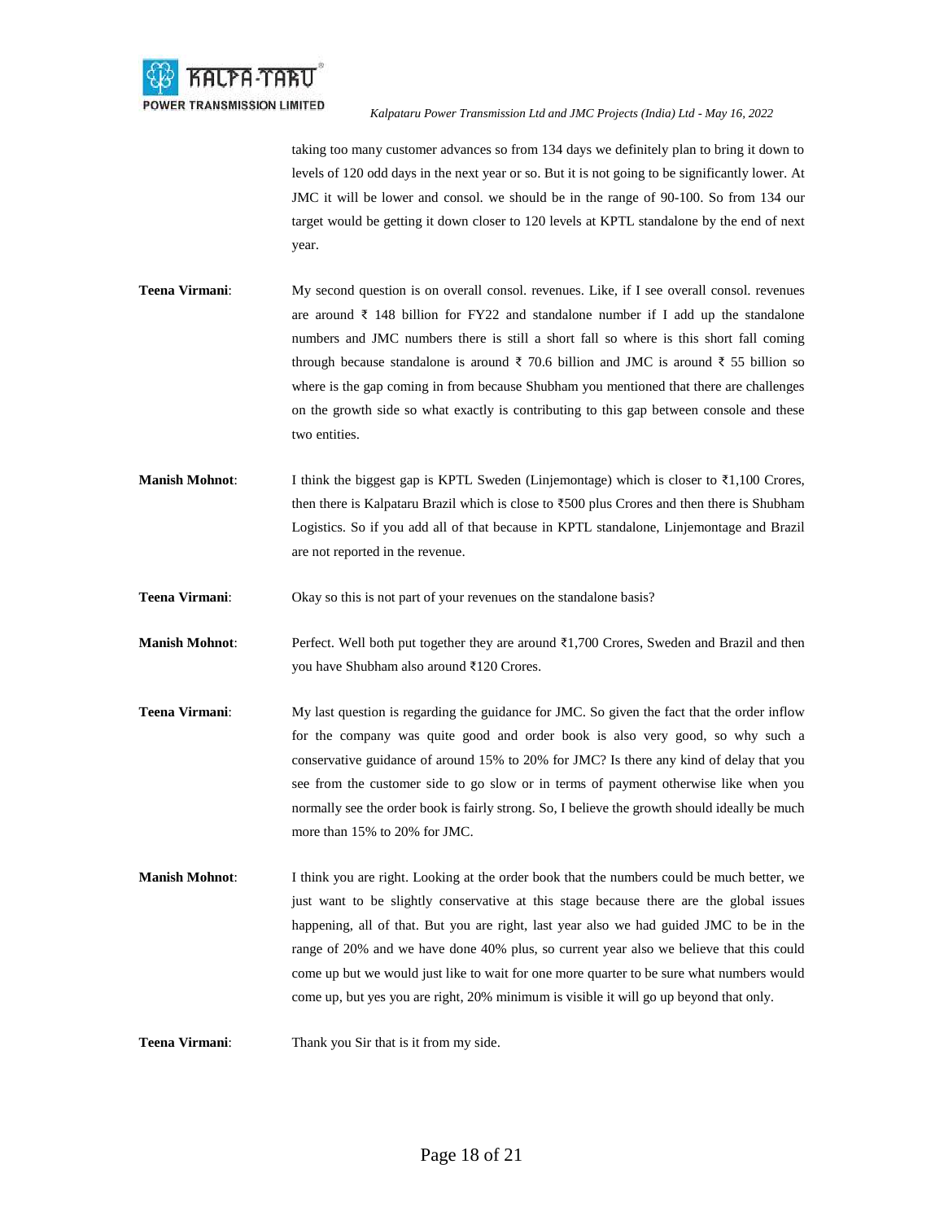taking too many customer advances so from 134 days we definitely plan to bring it down to levels of 120 odd days in the next year or so. But it is not going to be significantly lower. At JMC it will be lower and consol. we should be in the range of 90-100. So from 134 our target would be getting it down closer to 120 levels at KPTL standalone by the end of next year.

**Teena Virmani**: My second question is on overall consol. revenues. Like, if I see overall consol. revenues are around ₹ 148 billion for FY22 and standalone number if I add up the standalone numbers and JMC numbers there is still a short fall so where is this short fall coming through because standalone is around ₹ 70.6 billion and JMC is around ₹ 55 billion so where is the gap coming in from because Shubham you mentioned that there are challenges on the growth side so what exactly is contributing to this gap between console and these two entities.

**Manish Mohnot**: I think the biggest gap is KPTL Sweden (Linjemontage) which is closer to ₹1,100 Crores, then there is Kalpataru Brazil which is close to ₹500 plus Crores and then there is Shubham Logistics. So if you add all of that because in KPTL standalone, Linjemontage and Brazil are not reported in the revenue.

**Teena Virmani**: Okay so this is not part of your revenues on the standalone basis?

**Manish Mohnot**: Perfect. Well both put together they are around ₹1,700 Crores, Sweden and Brazil and then you have Shubham also around ₹120 Crores.

**Teena Virmani**: My last question is regarding the guidance for JMC. So given the fact that the order inflow for the company was quite good and order book is also very good, so why such a conservative guidance of around 15% to 20% for JMC? Is there any kind of delay that you see from the customer side to go slow or in terms of payment otherwise like when you normally see the order book is fairly strong. So, I believe the growth should ideally be much more than 15% to 20% for JMC.

**Manish Mohnot**: I think you are right. Looking at the order book that the numbers could be much better, we just want to be slightly conservative at this stage because there are the global issues happening, all of that. But you are right, last year also we had guided JMC to be in the range of 20% and we have done 40% plus, so current year also we believe that this could come up but we would just like to wait for one more quarter to be sure what numbers would come up, but yes you are right, 20% minimum is visible it will go up beyond that only.

**Teena Virmani**: Thank you Sir that is it from my side.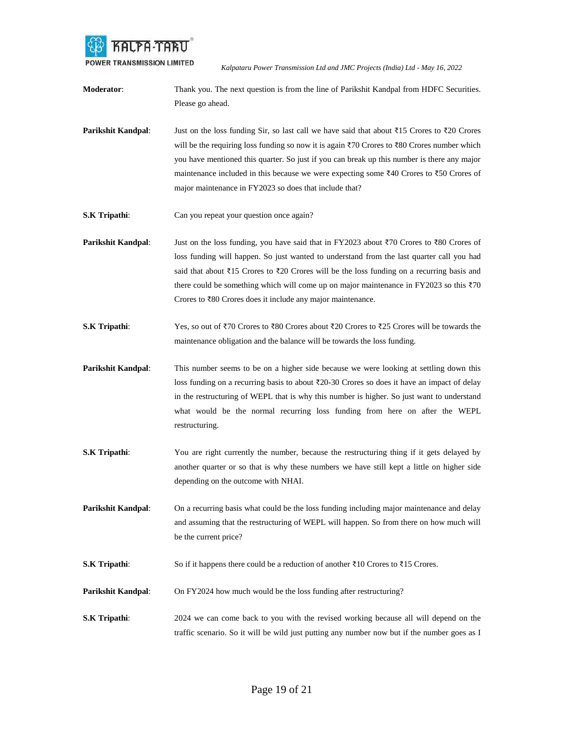**Moderator**: Thank you. The next question is from the line of Parikshit Kandpal from HDFC Securities. Please go ahead.

**Parikshit Kandpal**: Just on the loss funding Sir, so last call we have said that about ₹15 Crores to ₹20 Crores will be the requiring loss funding so now it is again ₹70 Crores to ₹80 Crores number which you have mentioned this quarter. So just if you can break up this number is there any major maintenance included in this because we were expecting some ₹40 Crores to ₹50 Crores of major maintenance in FY2023 so does that include that?

**S.K Tripathi**: Can you repeat your question once again?

**Parikshit Kandpal**: Just on the loss funding, you have said that in FY2023 about ₹70 Crores to ₹80 Crores of loss funding will happen. So just wanted to understand from the last quarter call you had said that about ₹15 Crores to ₹20 Crores will be the loss funding on a recurring basis and there could be something which will come up on major maintenance in FY2023 so this ₹70 Crores to ₹80 Crores does it include any major maintenance.

**S.K Tripathi**: Yes, so out of ₹70 Crores to ₹80 Crores about ₹20 Crores to ₹25 Crores will be towards the maintenance obligation and the balance will be towards the loss funding.

**Parikshit Kandpal**: This number seems to be on a higher side because we were looking at settling down this loss funding on a recurring basis to about ₹20-30 Crores so does it have an impact of delay in the restructuring of WEPL that is why this number is higher. So just want to understand what would be the normal recurring loss funding from here on after the WEPL restructuring.

**S.K Tripathi**: You are right currently the number, because the restructuring thing if it gets delayed by another quarter or so that is why these numbers we have still kept a little on higher side depending on the outcome with NHAI.

**Parikshit Kandpal**: On a recurring basis what could be the loss funding including major maintenance and delay and assuming that the restructuring of WEPL will happen. So from there on how much will be the current price?

**S.K Tripathi**: So if it happens there could be a reduction of another ₹10 Crores to ₹15 Crores.

**Parikshit Kandpal**: On FY2024 how much would be the loss funding after restructuring?

**S.K Tripathi**: 2024 we can come back to you with the revised working because all will depend on the traffic scenario. So it will be wild just putting any number now but if the number goes as I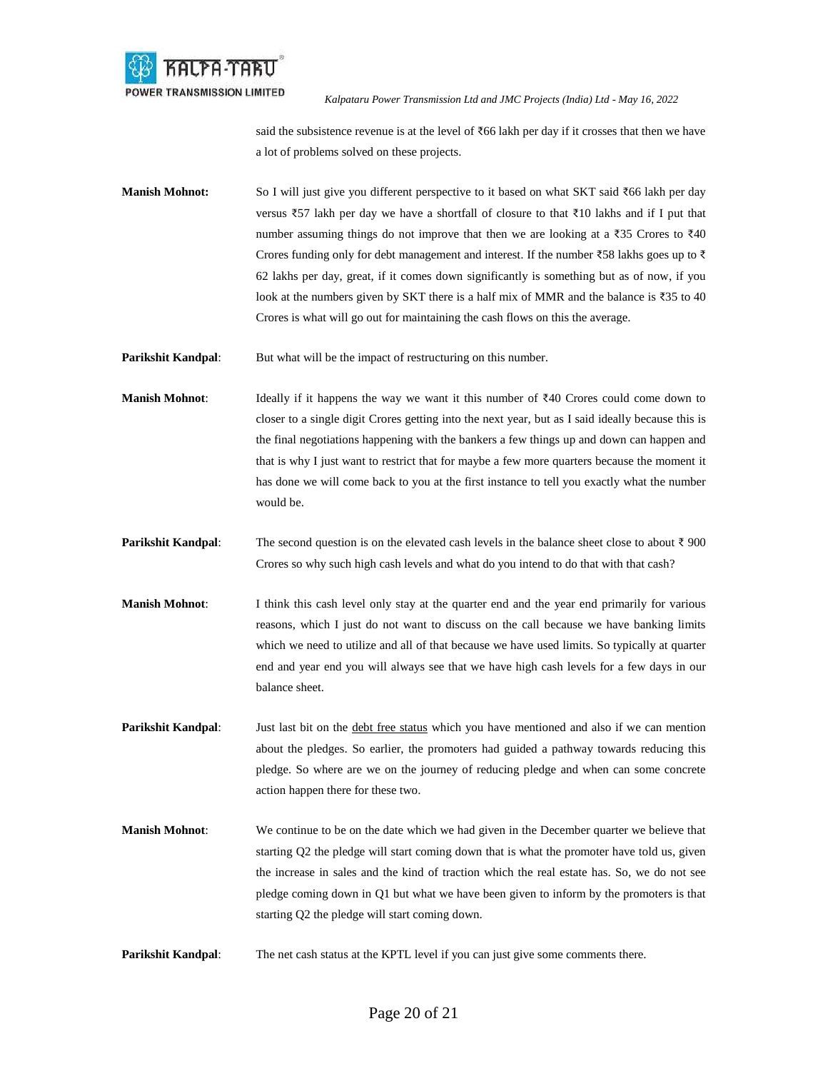said the subsistence revenue is at the level of ₹66 lakh per day if it crosses that then we have a lot of problems solved on these projects.

**Manish Mohnot:** So I will just give you different perspective to it based on what SKT said ₹66 lakh per day versus ₹57 lakh per day we have a shortfall of closure to that ₹10 lakhs and if I put that number assuming things do not improve that then we are looking at a ₹35 Crores to ₹40 Crores funding only for debt management and interest. If the number ₹58 lakhs goes up to ₹ 62 lakhs per day, great, if it comes down significantly is something but as of now, if you look at the numbers given by SKT there is a half mix of MMR and the balance is ₹35 to 40 Crores is what will go out for maintaining the cash flows on this the average.

**Parikshit Kandpal**: But what will be the impact of restructuring on this number.

**Manish Mohnot**: Ideally if it happens the way we want it this number of ₹40 Crores could come down to closer to a single digit Crores getting into the next year, but as I said ideally because this is the final negotiations happening with the bankers a few things up and down can happen and that is why I just want to restrict that for maybe a few more quarters because the moment it has done we will come back to you at the first instance to tell you exactly what the number would be.

**Parikshit Kandpal**: The second question is on the elevated cash levels in the balance sheet close to about ₹ 900 Crores so why such high cash levels and what do you intend to do that with that cash?

**Manish Mohnot**: I think this cash level only stay at the quarter end and the year end primarily for various reasons, which I just do not want to discuss on the call because we have banking limits which we need to utilize and all of that because we have used limits. So typically at quarter end and year end you will always see that we have high cash levels for a few days in our balance sheet.

**Parikshit Kandpal**: Just last bit on the debt free status which you have mentioned and also if we can mention about the pledges. So earlier, the promoters had guided a pathway towards reducing this pledge. So where are we on the journey of reducing pledge and when can some concrete action happen there for these two.

**Manish Mohnot**: We continue to be on the date which we had given in the December quarter we believe that starting Q2 the pledge will start coming down that is what the promoter have told us, given the increase in sales and the kind of traction which the real estate has. So, we do not see pledge coming down in Q1 but what we have been given to inform by the promoters is that starting Q2 the pledge will start coming down.

**Parikshit Kandpal**: The net cash status at the KPTL level if you can just give some comments there.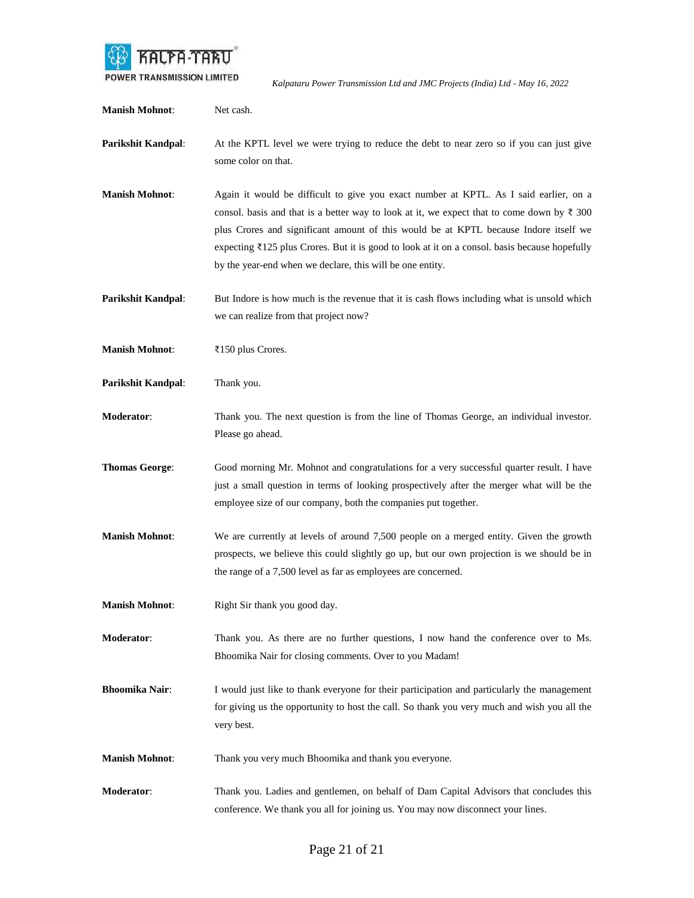**Manish Mohnot**: Net cash.

**Parikshit Kandpal**: At the KPTL level we were trying to reduce the debt to near zero so if you can just give some color on that.

**Manish Mohnot**: Again it would be difficult to give you exact number at KPTL. As I said earlier, on a consol. basis and that is a better way to look at it, we expect that to come down by ₹ 300 plus Crores and significant amount of this would be at KPTL because Indore itself we expecting ₹125 plus Crores. But it is good to look at it on a consol. basis because hopefully by the year-end when we declare, this will be one entity.

**Parikshit Kandpal**: But Indore is how much is the revenue that it is cash flows including what is unsold which we can realize from that project now?

**Manish Mohnot**: ₹150 plus Crores.

**Parikshit Kandpal**: Thank you.

**Moderator**: Thank you. The next question is from the line of Thomas George, an individual investor. Please go ahead.

**Thomas George**: Good morning Mr. Mohnot and congratulations for a very successful quarter result. I have just a small question in terms of looking prospectively after the merger what will be the employee size of our company, both the companies put together.

**Manish Mohnot**: We are currently at levels of around 7,500 people on a merged entity. Given the growth prospects, we believe this could slightly go up, but our own projection is we should be in the range of a 7,500 level as far as employees are concerned.

**Manish Mohnot**: Right Sir thank you good day.

**Moderator**: Thank you. As there are no further questions, I now hand the conference over to Ms. Bhoomika Nair for closing comments. Over to you Madam!

**Bhoomika Nair**: I would just like to thank everyone for their participation and particularly the management for giving us the opportunity to host the call. So thank you very much and wish you all the very best.

**Manish Mohnot**: Thank you very much Bhoomika and thank you everyone.

**Moderator**: Thank you. Ladies and gentlemen, on behalf of Dam Capital Advisors that concludes this conference. We thank you all for joining us. You may now disconnect your lines.